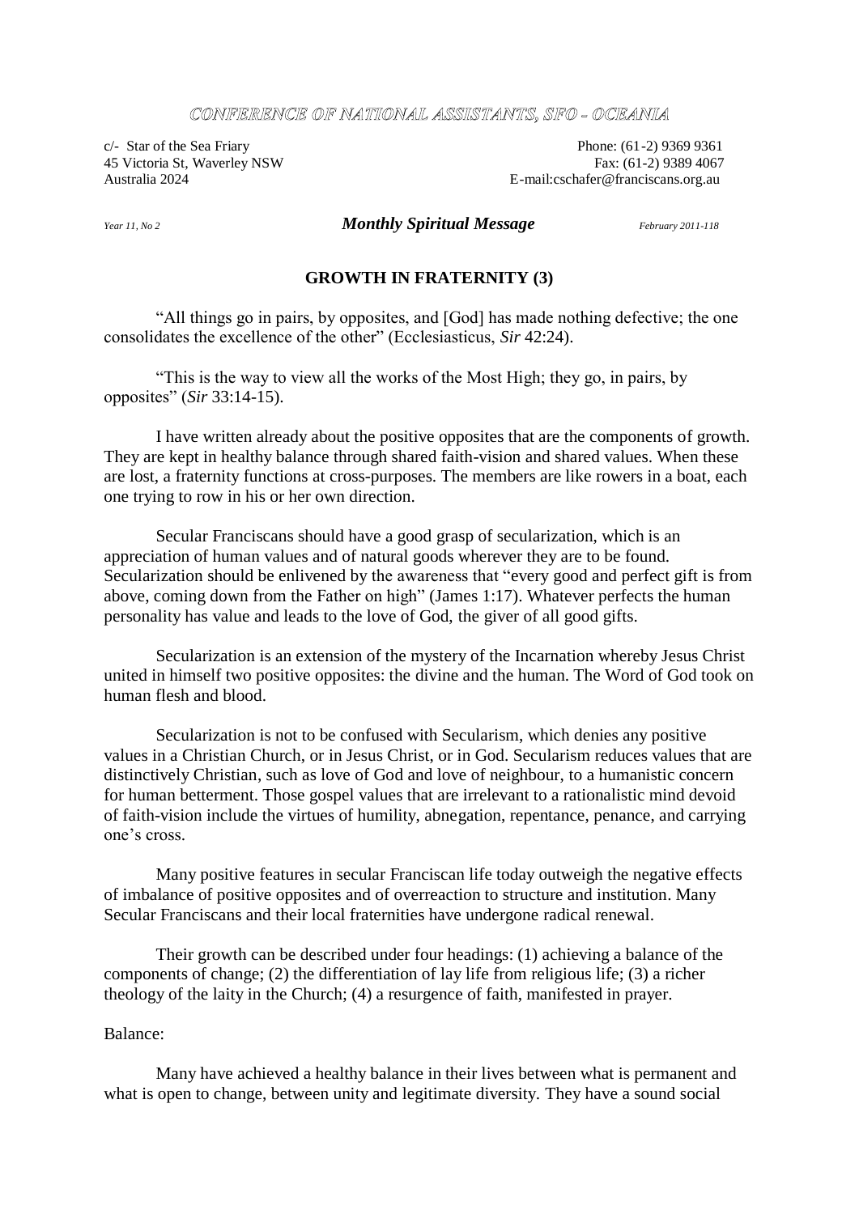CONFERENCE OF NATIONAL ASSISTANTS, SFO - OCEANIA

c/- Star of the Sea Friary
45 Victoria St, Waverley NSW
Australia 2024

Phone: (61-2) 9369 9361
Fax: (61-2) 9389 4067
E-mail:cschafer@franciscans.org.au

*Year 11, No 2* ***Monthly Spiritual Message*** *February 2011-118*

## GROWTH IN FRATERNITY (3)

"All things go in pairs, by opposites, and [God] has made nothing defective; the one consolidates the excellence of the other" (Ecclesiasticus, *Sir* 42:24).

"This is the way to view all the works of the Most High; they go, in pairs, by opposites" (*Sir* 33:14-15).

I have written already about the positive opposites that are the components of growth. They are kept in healthy balance through shared faith-vision and shared values. When these are lost, a fraternity functions at cross-purposes. The members are like rowers in a boat, each one trying to row in his or her own direction.

Secular Franciscans should have a good grasp of secularization, which is an appreciation of human values and of natural goods wherever they are to be found. Secularization should be enlivened by the awareness that "every good and perfect gift is from above, coming down from the Father on high" (James 1:17). Whatever perfects the human personality has value and leads to the love of God, the giver of all good gifts.

Secularization is an extension of the mystery of the Incarnation whereby Jesus Christ united in himself two positive opposites: the divine and the human. The Word of God took on human flesh and blood.

Secularization is not to be confused with Secularism, which denies any positive values in a Christian Church, or in Jesus Christ, or in God. Secularism reduces values that are distinctively Christian, such as love of God and love of neighbour, to a humanistic concern for human betterment. Those gospel values that are irrelevant to a rationalistic mind devoid of faith-vision include the virtues of humility, abnegation, repentance, penance, and carrying one's cross.

Many positive features in secular Franciscan life today outweigh the negative effects of imbalance of positive opposites and of overreaction to structure and institution. Many Secular Franciscans and their local fraternities have undergone radical renewal.

Their growth can be described under four headings: (1) achieving a balance of the components of change; (2) the differentiation of lay life from religious life; (3) a richer theology of the laity in the Church; (4) a resurgence of faith, manifested in prayer.

Balance:

Many have achieved a healthy balance in their lives between what is permanent and what is open to change, between unity and legitimate diversity. They have a sound social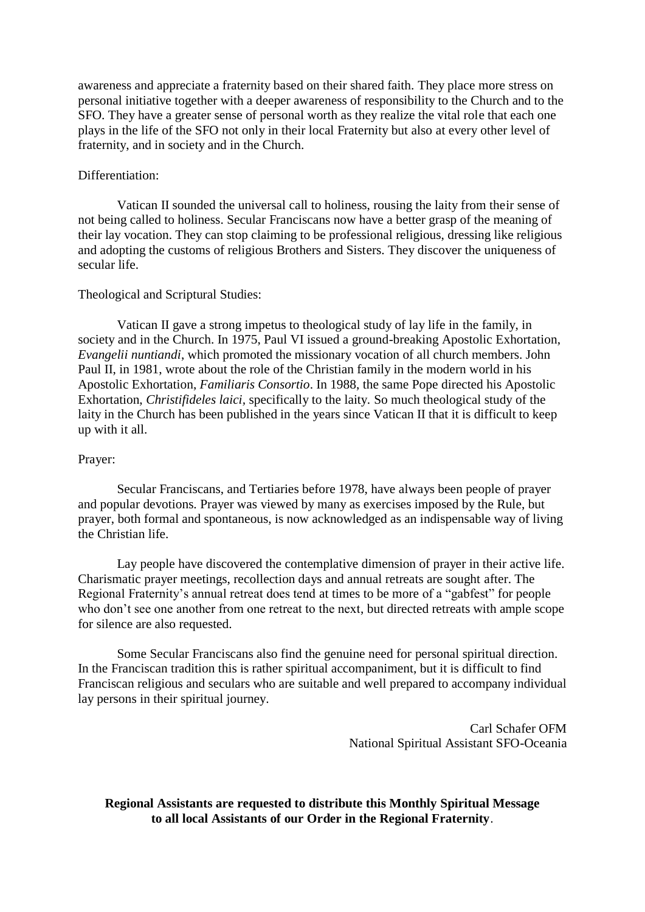awareness and appreciate a fraternity based on their shared faith. They place more stress on personal initiative together with a deeper awareness of responsibility to the Church and to the SFO. They have a greater sense of personal worth as they realize the vital role that each one plays in the life of the SFO not only in their local Fraternity but also at every other level of fraternity, and in society and in the Church.

Differentiation:

Vatican II sounded the universal call to holiness, rousing the laity from their sense of not being called to holiness. Secular Franciscans now have a better grasp of the meaning of their lay vocation. They can stop claiming to be professional religious, dressing like religious and adopting the customs of religious Brothers and Sisters. They discover the uniqueness of secular life.

Theological and Scriptural Studies:

Vatican II gave a strong impetus to theological study of lay life in the family, in society and in the Church. In 1975, Paul VI issued a ground-breaking Apostolic Exhortation, *Evangelii nuntiandi*, which promoted the missionary vocation of all church members. John Paul II, in 1981, wrote about the role of the Christian family in the modern world in his Apostolic Exhortation, *Familiaris Consortio*. In 1988, the same Pope directed his Apostolic Exhortation, *Christifideles laici*, specifically to the laity. So much theological study of the laity in the Church has been published in the years since Vatican II that it is difficult to keep up with it all.

Prayer:

Secular Franciscans, and Tertiaries before 1978, have always been people of prayer and popular devotions. Prayer was viewed by many as exercises imposed by the Rule, but prayer, both formal and spontaneous, is now acknowledged as an indispensable way of living the Christian life.

Lay people have discovered the contemplative dimension of prayer in their active life. Charismatic prayer meetings, recollection days and annual retreats are sought after. The Regional Fraternity's annual retreat does tend at times to be more of a "gabfest" for people who don't see one another from one retreat to the next, but directed retreats with ample scope for silence are also requested.

Some Secular Franciscans also find the genuine need for personal spiritual direction. In the Franciscan tradition this is rather spiritual accompaniment, but it is difficult to find Franciscan religious and seculars who are suitable and well prepared to accompany individual lay persons in their spiritual journey.

Carl Schafer OFM
National Spiritual Assistant SFO-Oceania

**Regional Assistants are requested to distribute this Monthly Spiritual Message to all local Assistants of our Order in the Regional Fraternity**.